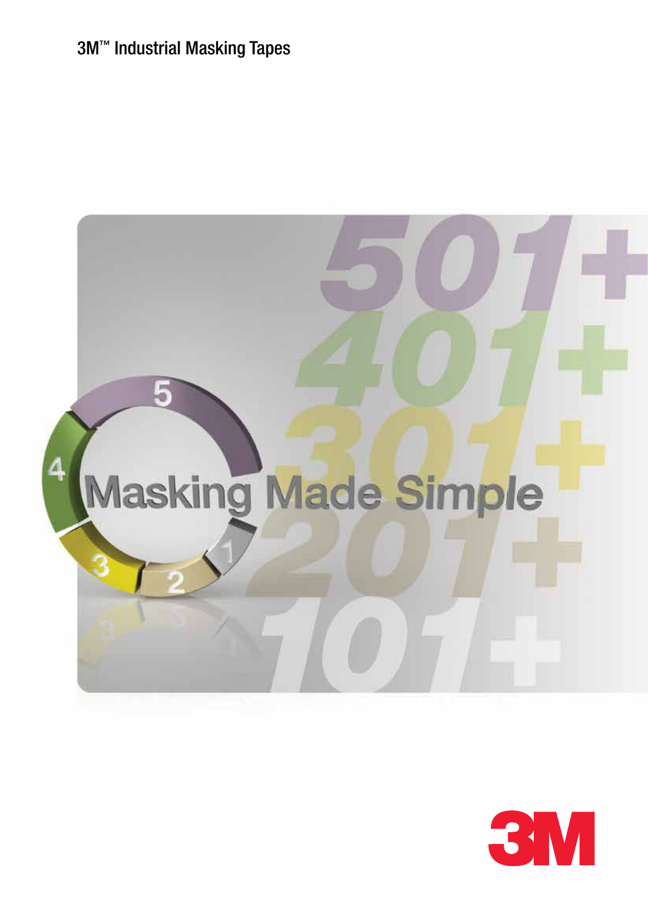3M™ Industrial Masking Tapes

# Masking Made Simple

501+
401+
301+
201+
101+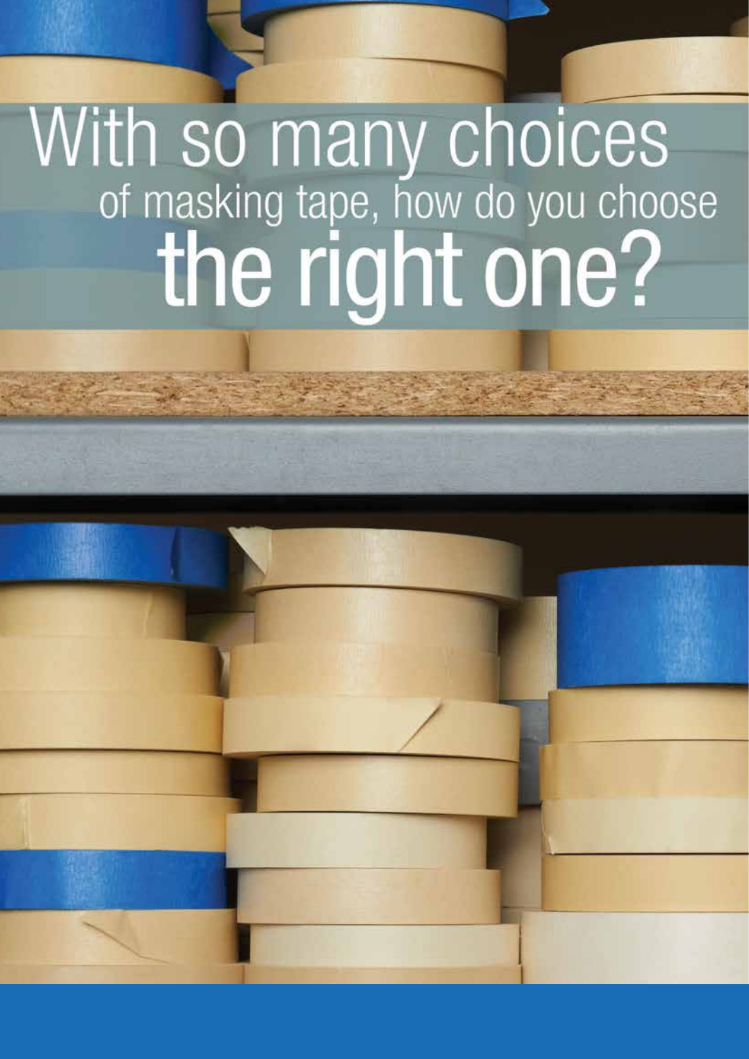# With so many choices of masking tape, how do you choose the right one?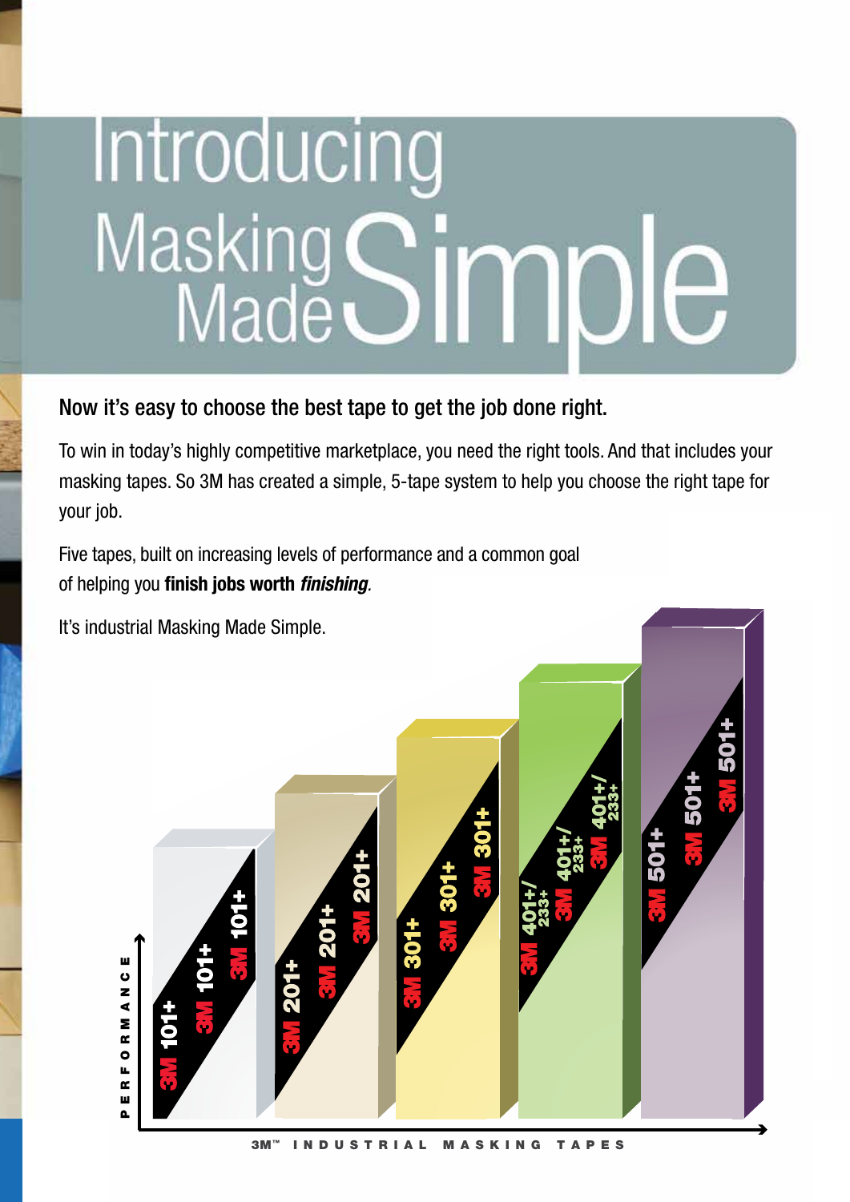# Introducing Masking Made Simple

## Now it's easy to choose the best tape to get the job done right.

To win in today's highly competitive marketplace, you need the right tools. And that includes your masking tapes. So 3M has created a simple, 5-tape system to help you choose the right tape for your job.

Five tapes, built on increasing levels of performance and a common goal of helping you **finish jobs worth *finishing*.**

It's industrial Masking Made Simple.

PERFORMANCE

3M 101+

3M 201+

3M 301+

3M 401+/233+

3M 501+

3M™ INDUSTRIAL MASKING TAPES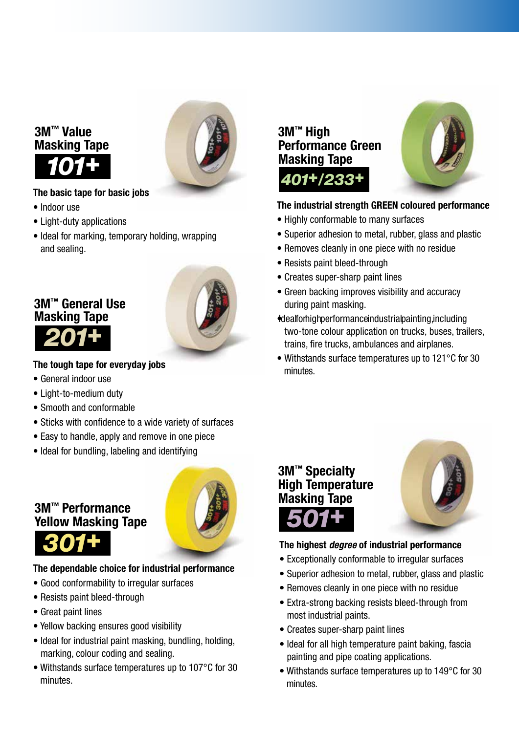## 3M™ Value Masking Tape

**101+**

**The basic tape for basic jobs**

- Indoor use
- Light-duty applications
- Ideal for marking, temporary holding, wrapping and sealing.

## 3M™ General Use Masking Tape

**201+**

**The tough tape for everyday jobs**

- General indoor use
- Light-to-medium duty
- Smooth and conformable
- Sticks with confidence to a wide variety of surfaces
- Easy to handle, apply and remove in one piece
- Ideal for bundling, labeling and identifying

## 3M™ Performance Yellow Masking Tape

**301+**

**The dependable choice for industrial performance**

- Good conformability to irregular surfaces
- Resists paint bleed-through
- Great paint lines
- Yellow backing ensures good visibility
- Ideal for industrial paint masking, bundling, holding, marking, colour coding and sealing.
- Withstands surface temperatures up to 107°C for 30 minutes.

## 3M™ High Performance Green Masking Tape

**401+/233+**

**The industrial strength GREEN coloured performance**

- Highly conformable to many surfaces
- Superior adhesion to metal, rubber, glass and plastic
- Removes cleanly in one piece with no residue
- Resists paint bleed-through
- Creates super-sharp paint lines
- Green backing improves visibility and accuracy during paint masking.
- Ideal for high performance industrial painting, including two-tone colour application on trucks, buses, trailers, trains, fire trucks, ambulances and airplanes.
- Withstands surface temperatures up to 121°C for 30 minutes.

## 3M™ Specialty High Temperature Masking Tape

**501+**

**The highest *degree* of industrial performance**

- Exceptionally conformable to irregular surfaces
- Superior adhesion to metal, rubber, glass and plastic
- Removes cleanly in one piece with no residue
- Extra-strong backing resists bleed-through from most industrial paints.
- Creates super-sharp paint lines
- Ideal for all high temperature paint baking, fascia painting and pipe coating applications.
- Withstands surface temperatures up to 149°C for 30 minutes.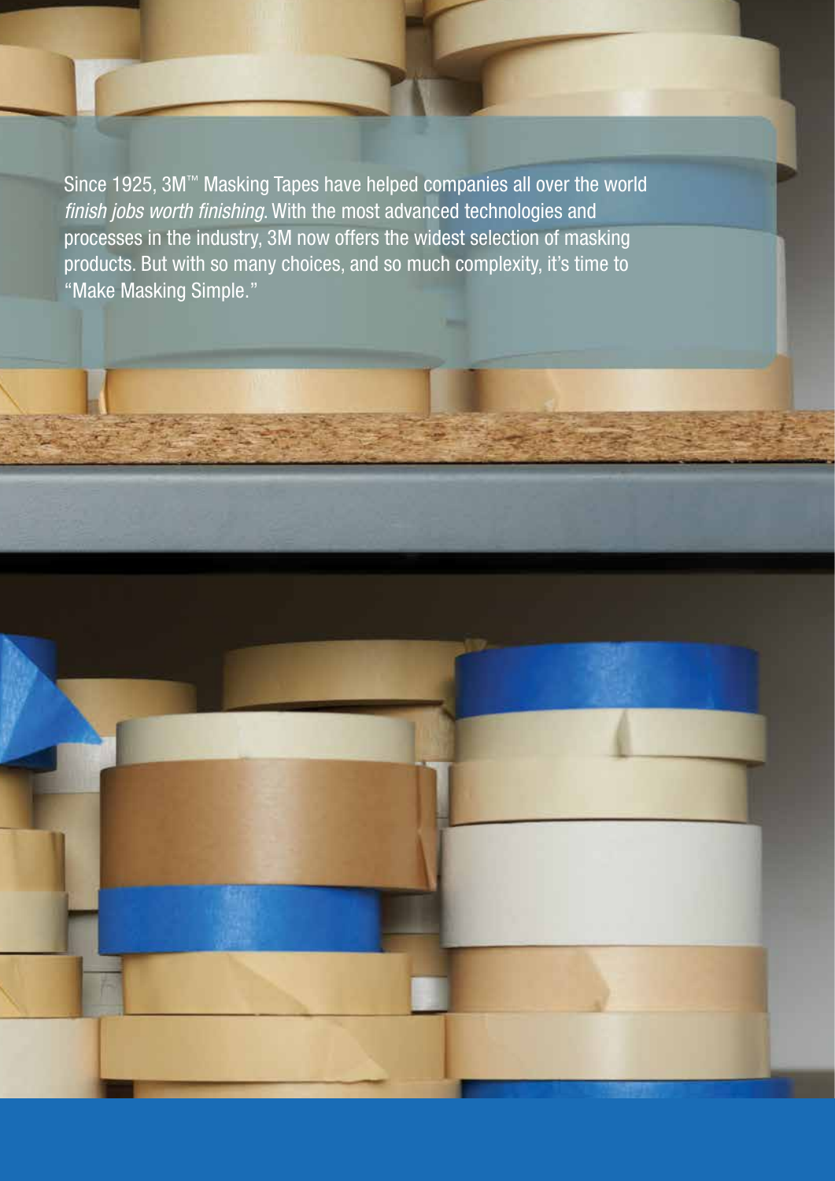Since 1925, 3M™ Masking Tapes have helped companies all over the world *finish jobs worth finishing*. With the most advanced technologies and processes in the industry, 3M now offers the widest selection of masking products. But with so many choices, and so much complexity, it's time to "Make Masking Simple."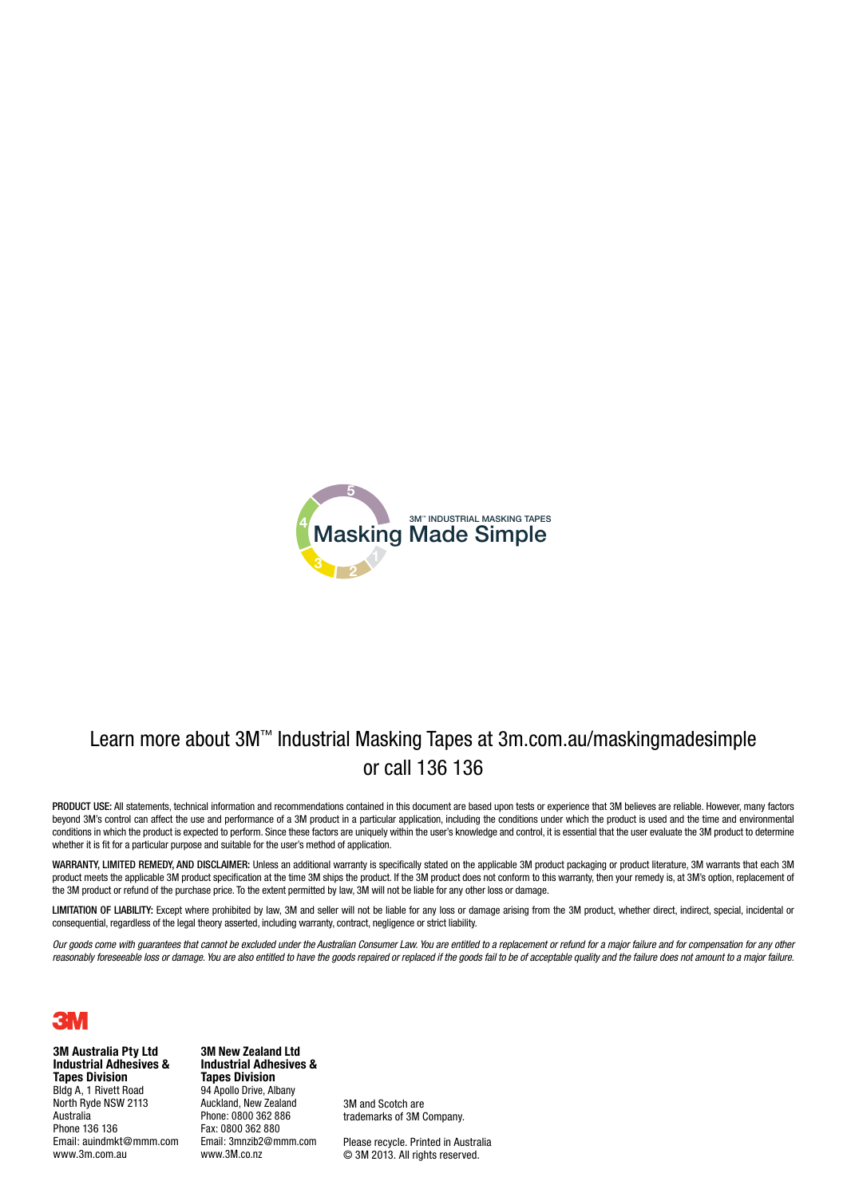3M™ INDUSTRIAL MASKING TAPES

Masking Made Simple

Learn more about 3M™ Industrial Masking Tapes at 3m.com.au/maskingmadesimple or call 136 136

**PRODUCT USE:** All statements, technical information and recommendations contained in this document are based upon tests or experience that 3M believes are reliable. However, many factors beyond 3M's control can affect the use and performance of a 3M product in a particular application, including the conditions under which the product is used and the time and environmental conditions in which the product is expected to perform. Since these factors are uniquely within the user's knowledge and control, it is essential that the user evaluate the 3M product to determine whether it is fit for a particular purpose and suitable for the user's method of application.

**WARRANTY, LIMITED REMEDY, AND DISCLAIMER:** Unless an additional warranty is specifically stated on the applicable 3M product packaging or product literature, 3M warrants that each 3M product meets the applicable 3M product specification at the time 3M ships the product. If the 3M product does not conform to this warranty, then your remedy is, at 3M's option, replacement of the 3M product or refund of the purchase price. To the extent permitted by law, 3M will not be liable for any other loss or damage.

**LIMITATION OF LIABILITY:** Except where prohibited by law, 3M and seller will not be liable for any loss or damage arising from the 3M product, whether direct, indirect, special, incidental or consequential, regardless of the legal theory asserted, including warranty, contract, negligence or strict liability.

*Our goods come with guarantees that cannot be excluded under the Australian Consumer Law. You are entitled to a replacement or refund for a major failure and for compensation for any other reasonably foreseeable loss or damage. You are also entitled to have the goods repaired or replaced if the goods fail to be of acceptable quality and the failure does not amount to a major failure.*

**3M Australia Pty Ltd**
**Industrial Adhesives & Tapes Division**
Bldg A, 1 Rivett Road
North Ryde NSW 2113
Australia
Phone 136 136
Email: auindmkt@mmm.com
www.3m.com.au

**3M New Zealand Ltd**
**Industrial Adhesives & Tapes Division**
94 Apollo Drive, Albany
Auckland, New Zealand
Phone: 0800 362 886
Fax: 0800 362 880
Email: 3mnzib2@mmm.com
www.3M.co.nz

3M and Scotch are trademarks of 3M Company.

Please recycle. Printed in Australia
© 3M 2013. All rights reserved.